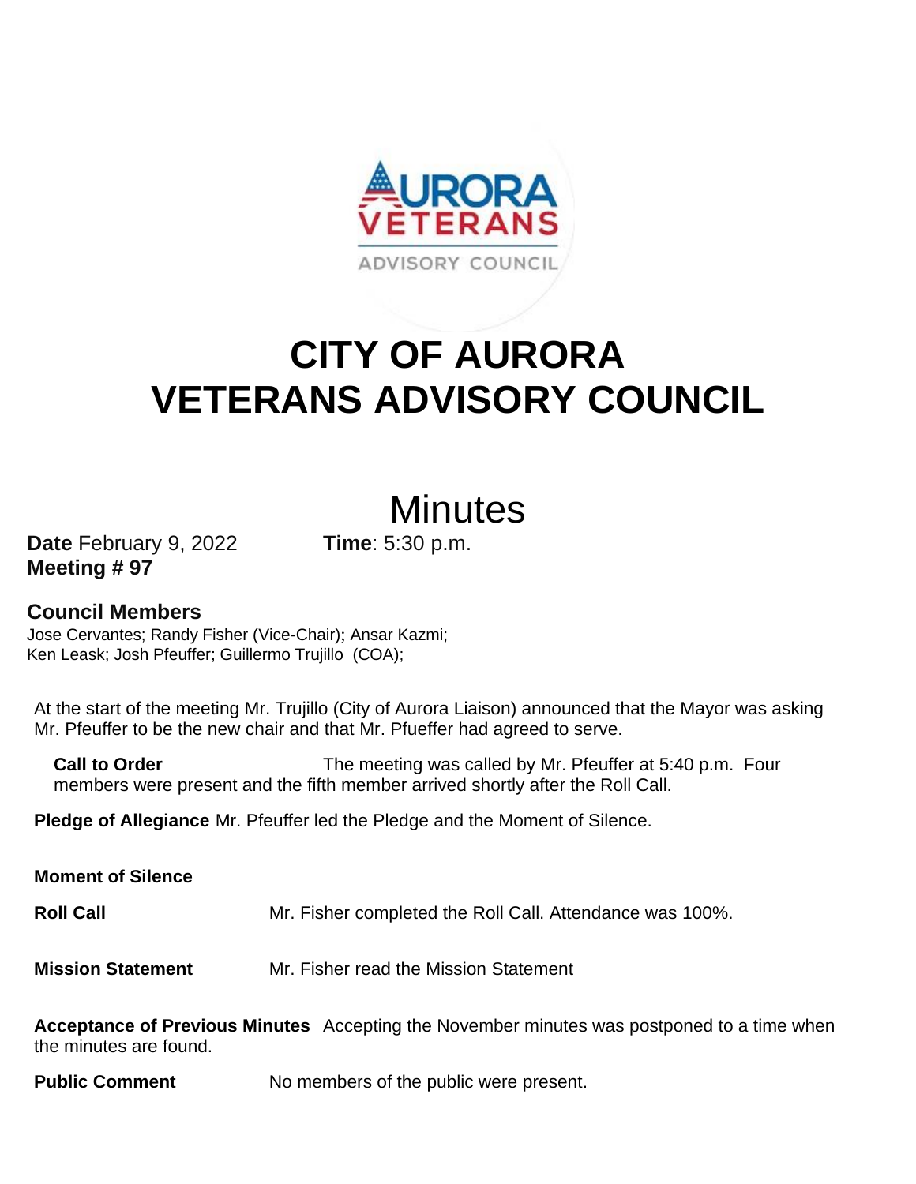# CITY OF AURORA VETERANS ADVISORY COUNCIL

## Minutes

**Date** February 9, 2022 **Time**: 5:30 p.m.
**Meeting # 97**

### Council Members

Jose Cervantes; Randy Fisher (Vice-Chair); Ansar Kazmi;
Ken Leask; Josh Pfeuffer; Guillermo Trujillo (COA);

At the start of the meeting Mr. Trujillo (City of Aurora Liaison) announced that the Mayor was asking Mr. Pfeuffer to be the new chair and that Mr. Pfueffer had agreed to serve.

**Call to Order** The meeting was called by Mr. Pfeuffer at 5:40 p.m. Four members were present and the fifth member arrived shortly after the Roll Call.

**Pledge of Allegiance** Mr. Pfeuffer led the Pledge and the Moment of Silence.

**Moment of Silence**

**Roll Call** Mr. Fisher completed the Roll Call. Attendance was 100%.

**Mission Statement** Mr. Fisher read the Mission Statement

**Acceptance of Previous Minutes** Accepting the November minutes was postponed to a time when the minutes are found.

**Public Comment** No members of the public were present.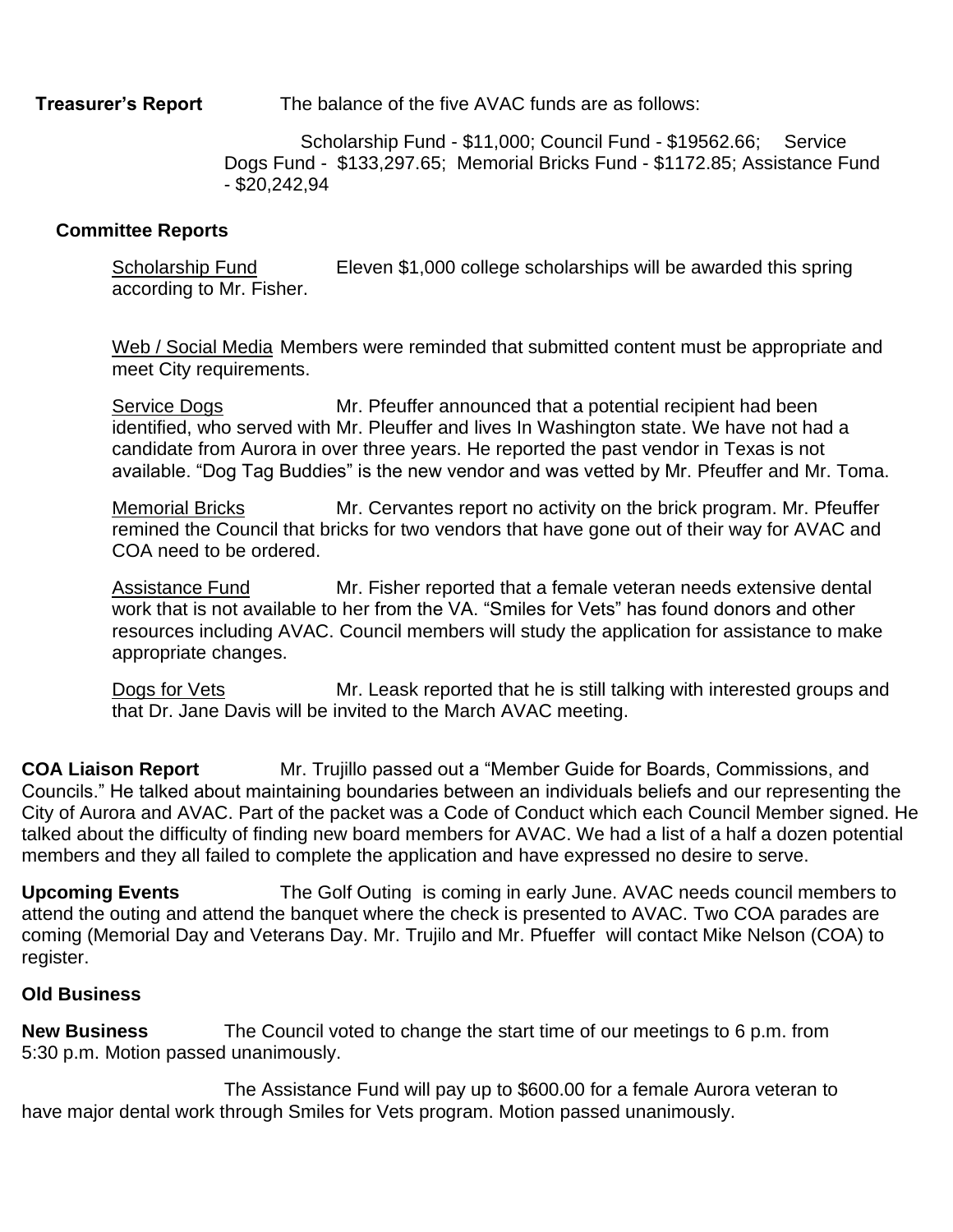**Treasurer's Report** The balance of the five AVAC funds are as follows:

Scholarship Fund - $11,000; Council Fund - $19562.66; Service Dogs Fund - $133,297.65; Memorial Bricks Fund - $1172.85; Assistance Fund - $20,242,94

**Committee Reports**

Scholarship Fund Eleven $1,000 college scholarships will be awarded this spring according to Mr. Fisher.

Web / Social Media Members were reminded that submitted content must be appropriate and meet City requirements.

Service Dogs Mr. Pfeuffer announced that a potential recipient had been identified, who served with Mr. Pleuffer and lives In Washington state. We have not had a candidate from Aurora in over three years. He reported the past vendor in Texas is not available. "Dog Tag Buddies" is the new vendor and was vetted by Mr. Pfeuffer and Mr. Toma.

Memorial Bricks Mr. Cervantes report no activity on the brick program. Mr. Pfeuffer remined the Council that bricks for two vendors that have gone out of their way for AVAC and COA need to be ordered.

Assistance Fund Mr. Fisher reported that a female veteran needs extensive dental work that is not available to her from the VA. "Smiles for Vets" has found donors and other resources including AVAC. Council members will study the application for assistance to make appropriate changes.

Dogs for Vets Mr. Leask reported that he is still talking with interested groups and that Dr. Jane Davis will be invited to the March AVAC meeting.

**COA Liaison Report** Mr. Trujillo passed out a "Member Guide for Boards, Commissions, and Councils." He talked about maintaining boundaries between an individuals beliefs and our representing the City of Aurora and AVAC. Part of the packet was a Code of Conduct which each Council Member signed. He talked about the difficulty of finding new board members for AVAC. We had a list of a half a dozen potential members and they all failed to complete the application and have expressed no desire to serve.

**Upcoming Events** The Golf Outing is coming in early June. AVAC needs council members to attend the outing and attend the banquet where the check is presented to AVAC. Two COA parades are coming (Memorial Day and Veterans Day. Mr. Trujilo and Mr. Pfueffer will contact Mike Nelson (COA) to register.

**Old Business**

**New Business** The Council voted to change the start time of our meetings to 6 p.m. from 5:30 p.m. Motion passed unanimously.

The Assistance Fund will pay up to $600.00 for a female Aurora veteran to have major dental work through Smiles for Vets program. Motion passed unanimously.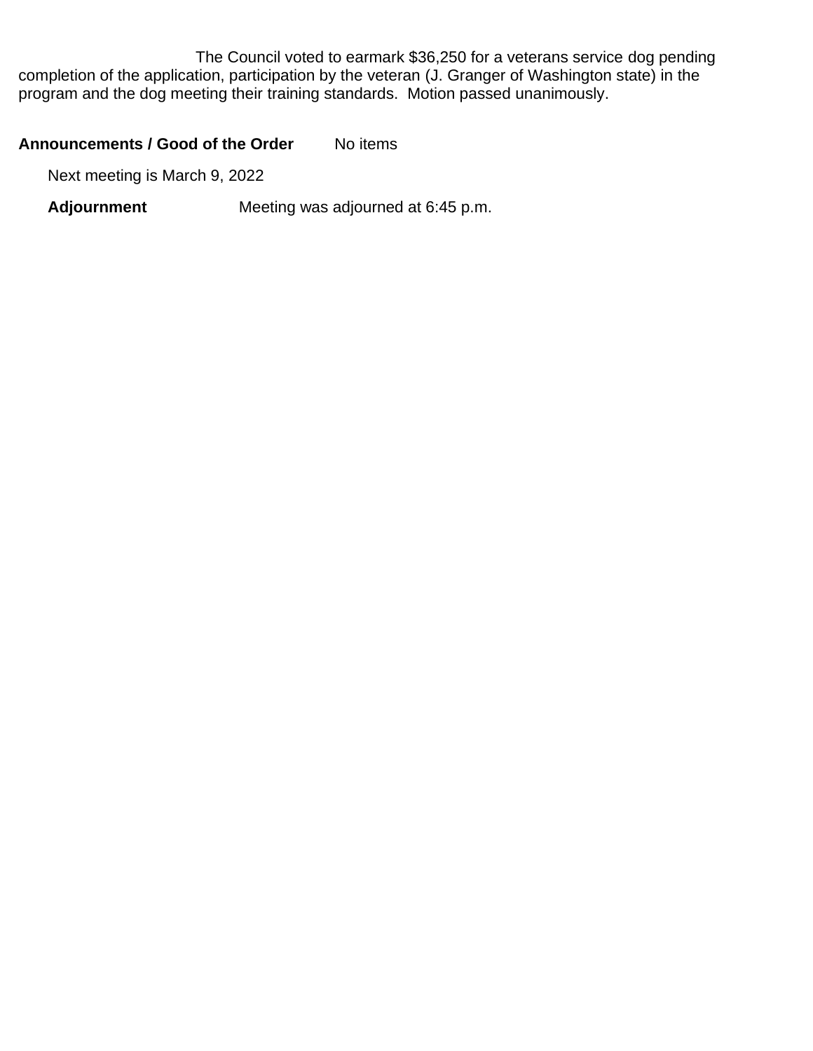The Council voted to earmark $36,250 for a veterans service dog pending completion of the application, participation by the veteran (J. Granger of Washington state) in the program and the dog meeting their training standards. Motion passed unanimously.

**Announcements / Good of the Order** No items

Next meeting is March 9, 2022

**Adjournment** Meeting was adjourned at 6:45 p.m.